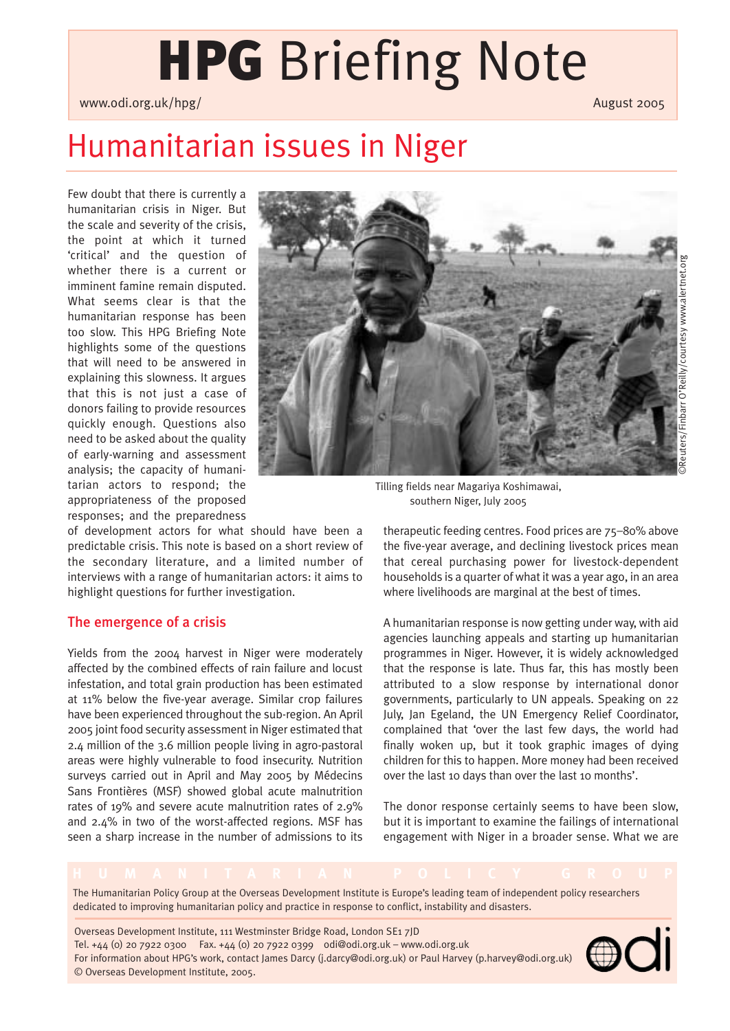# HPG Briefing Note

www.odi.org.uk/hpg/

August 2005

# Humanitarian issues in Niger

Few doubt that there is currently a humanitarian crisis in Niger. But the scale and severity of the crisis, the point at which it turned 'critical' and the question of whether there is a current or imminent famine remain disputed. What seems clear is that the humanitarian response has been too slow. This HPG Briefing Note highlights some of the questions that will need to be answered in explaining this slowness. It argues that this is not just a case of donors failing to provide resources quickly enough. Questions also need to be asked about the quality of early-warning and assessment analysis; the capacity of humanitarian actors to respond; the appropriateness of the proposed responses; and the preparedness of development actors for what should have been a predictable crisis. This note is based on a short review of the secondary literature, and a limited number of interviews with a range of humanitarian actors: it aims to highlight questions for further investigation.

Tilling fields near Magariya Koshimawai, southern Niger, July 2005

©Reuters/Finbarr O'Reilly/courtesy www.alertnet.org

## The emergence of a crisis

Yields from the 2004 harvest in Niger were moderately affected by the combined effects of rain failure and locust infestation, and total grain production has been estimated at 11% below the five-year average. Similar crop failures have been experienced throughout the sub-region. An April 2005 joint food security assessment in Niger estimated that 2.4 million of the 3.6 million people living in agro-pastoral areas were highly vulnerable to food insecurity. Nutrition surveys carried out in April and May 2005 by Médecins Sans Frontières (MSF) showed global acute malnutrition rates of 19% and severe acute malnutrition rates of 2.9% and 2.4% in two of the worst-affected regions. MSF has seen a sharp increase in the number of admissions to its therapeutic feeding centres. Food prices are 75–80% above the five-year average, and declining livestock prices mean that cereal purchasing power for livestock-dependent households is a quarter of what it was a year ago, in an area where livelihoods are marginal at the best of times.

A humanitarian response is now getting under way, with aid agencies launching appeals and starting up humanitarian programmes in Niger. However, it is widely acknowledged that the response is late. Thus far, this has mostly been attributed to a slow response by international donor governments, particularly to UN appeals. Speaking on 22 July, Jan Egeland, the UN Emergency Relief Coordinator, complained that 'over the last few days, the world had finally woken up, but it took graphic images of dying children for this to happen. More money had been received over the last 10 days than over the last 10 months'.

The donor response certainly seems to have been slow, but it is important to examine the failings of international engagement with Niger in a broader sense. What we are

HUMANITARIAN POLICY GROUP

The Humanitarian Policy Group at the Overseas Development Institute is Europe's leading team of independent policy researchers dedicated to improving humanitarian policy and practice in response to conflict, instability and disasters.

Overseas Development Institute, 111 Westminster Bridge Road, London SE1 7JD
Tel. +44 (0) 20 7922 0300 Fax. +44 (0) 20 7922 0399 odi@odi.org.uk – www.odi.org.uk
For information about HPG's work, contact James Darcy (j.darcy@odi.org.uk) or Paul Harvey (p.harvey@odi.org.uk)
© Overseas Development Institute, 2005.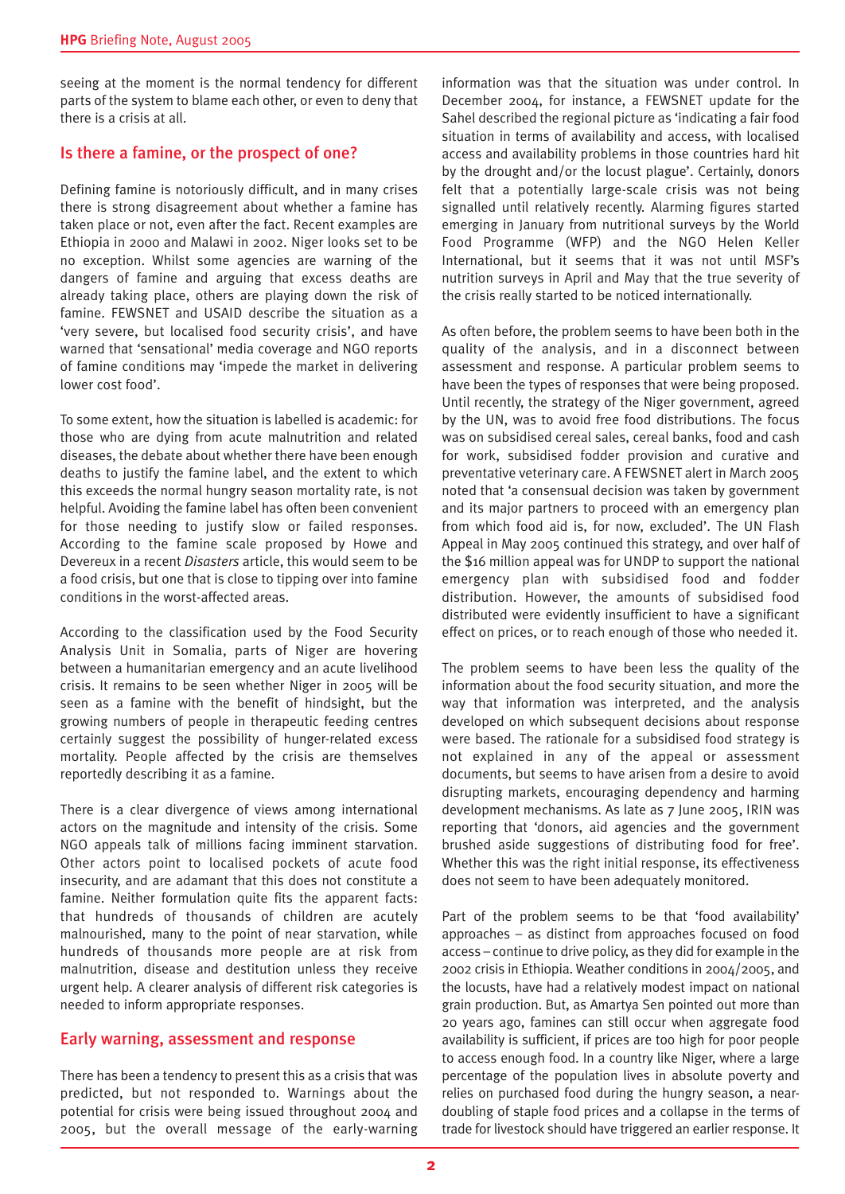seeing at the moment is the normal tendency for different parts of the system to blame each other, or even to deny that there is a crisis at all.

## Is there a famine, or the prospect of one?

Defining famine is notoriously difficult, and in many crises there is strong disagreement about whether a famine has taken place or not, even after the fact. Recent examples are Ethiopia in 2000 and Malawi in 2002. Niger looks set to be no exception. Whilst some agencies are warning of the dangers of famine and arguing that excess deaths are already taking place, others are playing down the risk of famine. FEWSNET and USAID describe the situation as a 'very severe, but localised food security crisis', and have warned that 'sensational' media coverage and NGO reports of famine conditions may 'impede the market in delivering lower cost food'.

To some extent, how the situation is labelled is academic: for those who are dying from acute malnutrition and related diseases, the debate about whether there have been enough deaths to justify the famine label, and the extent to which this exceeds the normal hungry season mortality rate, is not helpful. Avoiding the famine label has often been convenient for those needing to justify slow or failed responses. According to the famine scale proposed by Howe and Devereux in a recent *Disasters* article, this would seem to be a food crisis, but one that is close to tipping over into famine conditions in the worst-affected areas.

According to the classification used by the Food Security Analysis Unit in Somalia, parts of Niger are hovering between a humanitarian emergency and an acute livelihood crisis. It remains to be seen whether Niger in 2005 will be seen as a famine with the benefit of hindsight, but the growing numbers of people in therapeutic feeding centres certainly suggest the possibility of hunger-related excess mortality. People affected by the crisis are themselves reportedly describing it as a famine.

There is a clear divergence of views among international actors on the magnitude and intensity of the crisis. Some NGO appeals talk of millions facing imminent starvation. Other actors point to localised pockets of acute food insecurity, and are adamant that this does not constitute a famine. Neither formulation quite fits the apparent facts: that hundreds of thousands of children are acutely malnourished, many to the point of near starvation, while hundreds of thousands more people are at risk from malnutrition, disease and destitution unless they receive urgent help. A clearer analysis of different risk categories is needed to inform appropriate responses.

## Early warning, assessment and response

There has been a tendency to present this as a crisis that was predicted, but not responded to. Warnings about the potential for crisis were being issued throughout 2004 and 2005, but the overall message of the early-warning information was that the situation was under control. In December 2004, for instance, a FEWSNET update for the Sahel described the regional picture as 'indicating a fair food situation in terms of availability and access, with localised access and availability problems in those countries hard hit by the drought and/or the locust plague'. Certainly, donors felt that a potentially large-scale crisis was not being signalled until relatively recently. Alarming figures started emerging in January from nutritional surveys by the World Food Programme (WFP) and the NGO Helen Keller International, but it seems that it was not until MSF's nutrition surveys in April and May that the true severity of the crisis really started to be noticed internationally.

As often before, the problem seems to have been both in the quality of the analysis, and in a disconnect between assessment and response. A particular problem seems to have been the types of responses that were being proposed. Until recently, the strategy of the Niger government, agreed by the UN, was to avoid free food distributions. The focus was on subsidised cereal sales, cereal banks, food and cash for work, subsidised fodder provision and curative and preventative veterinary care. A FEWSNET alert in March 2005 noted that 'a consensual decision was taken by government and its major partners to proceed with an emergency plan from which food aid is, for now, excluded'. The UN Flash Appeal in May 2005 continued this strategy, and over half of the $16 million appeal was for UNDP to support the national emergency plan with subsidised food and fodder distribution. However, the amounts of subsidised food distributed were evidently insufficient to have a significant effect on prices, or to reach enough of those who needed it.

The problem seems to have been less the quality of the information about the food security situation, and more the way that information was interpreted, and the analysis developed on which subsequent decisions about response were based. The rationale for a subsidised food strategy is not explained in any of the appeal or assessment documents, but seems to have arisen from a desire to avoid disrupting markets, encouraging dependency and harming development mechanisms. As late as 7 June 2005, IRIN was reporting that 'donors, aid agencies and the government brushed aside suggestions of distributing food for free'. Whether this was the right initial response, its effectiveness does not seem to have been adequately monitored.

Part of the problem seems to be that 'food availability' approaches – as distinct from approaches focused on food access – continue to drive policy, as they did for example in the 2002 crisis in Ethiopia. Weather conditions in 2004/2005, and the locusts, have had a relatively modest impact on national grain production. But, as Amartya Sen pointed out more than 20 years ago, famines can still occur when aggregate food availability is sufficient, if prices are too high for poor people to access enough food. In a country like Niger, where a large percentage of the population lives in absolute poverty and relies on purchased food during the hungry season, a near-doubling of staple food prices and a collapse in the terms of trade for livestock should have triggered an earlier response. It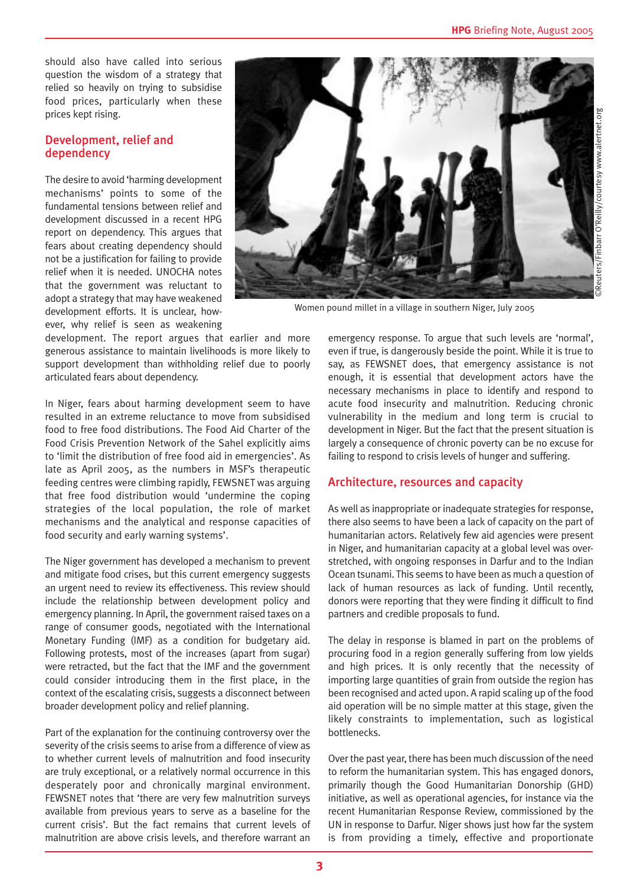should also have called into serious question the wisdom of a strategy that relied so heavily on trying to subsidise food prices, particularly when these prices kept rising.

## Development, relief and dependency

The desire to avoid 'harming development mechanisms' points to some of the fundamental tensions between relief and development discussed in a recent HPG report on dependency. This argues that fears about creating dependency should not be a justification for failing to provide relief when it is needed. UNOCHA notes that the government was reluctant to adopt a strategy that may have weakened development efforts. It is unclear, however, why relief is seen as weakening development. The report argues that earlier and more generous assistance to maintain livelihoods is more likely to support development than withholding relief due to poorly articulated fears about dependency.

Women pound millet in a village in southern Niger, July 2005

©Reuters/Finbarr O'Reilly/courtesy www.alertnet.org

In Niger, fears about harming development seem to have resulted in an extreme reluctance to move from subsidised food to free food distributions. The Food Aid Charter of the Food Crisis Prevention Network of the Sahel explicitly aims to 'limit the distribution of free food aid in emergencies'. As late as April 2005, as the numbers in MSF's therapeutic feeding centres were climbing rapidly, FEWSNET was arguing that free food distribution would 'undermine the coping strategies of the local population, the role of market mechanisms and the analytical and response capacities of food security and early warning systems'.

The Niger government has developed a mechanism to prevent and mitigate food crises, but this current emergency suggests an urgent need to review its effectiveness. This review should include the relationship between development policy and emergency planning. In April, the government raised taxes on a range of consumer goods, negotiated with the International Monetary Funding (IMF) as a condition for budgetary aid. Following protests, most of the increases (apart from sugar) were retracted, but the fact that the IMF and the government could consider introducing them in the first place, in the context of the escalating crisis, suggests a disconnect between broader development policy and relief planning.

Part of the explanation for the continuing controversy over the severity of the crisis seems to arise from a difference of view as to whether current levels of malnutrition and food insecurity are truly exceptional, or a relatively normal occurrence in this desperately poor and chronically marginal environment. FEWSNET notes that 'there are very few malnutrition surveys available from previous years to serve as a baseline for the current crisis'. But the fact remains that current levels of malnutrition are above crisis levels, and therefore warrant an emergency response. To argue that such levels are 'normal', even if true, is dangerously beside the point. While it is true to say, as FEWSNET does, that emergency assistance is not enough, it is essential that development actors have the necessary mechanisms in place to identify and respond to acute food insecurity and malnutrition. Reducing chronic vulnerability in the medium and long term is crucial to development in Niger. But the fact that the present situation is largely a consequence of chronic poverty can be no excuse for failing to respond to crisis levels of hunger and suffering.

## Architecture, resources and capacity

As well as inappropriate or inadequate strategies for response, there also seems to have been a lack of capacity on the part of humanitarian actors. Relatively few aid agencies were present in Niger, and humanitarian capacity at a global level was over-stretched, with ongoing responses in Darfur and to the Indian Ocean tsunami. This seems to have been as much a question of lack of human resources as lack of funding. Until recently, donors were reporting that they were finding it difficult to find partners and credible proposals to fund.

The delay in response is blamed in part on the problems of procuring food in a region generally suffering from low yields and high prices. It is only recently that the necessity of importing large quantities of grain from outside the region has been recognised and acted upon. A rapid scaling up of the food aid operation will be no simple matter at this stage, given the likely constraints to implementation, such as logistical bottlenecks.

Over the past year, there has been much discussion of the need to reform the humanitarian system. This has engaged donors, primarily though the Good Humanitarian Donorship (GHD) initiative, as well as operational agencies, for instance via the recent Humanitarian Response Review, commissioned by the UN in response to Darfur. Niger shows just how far the system is from providing a timely, effective and proportionate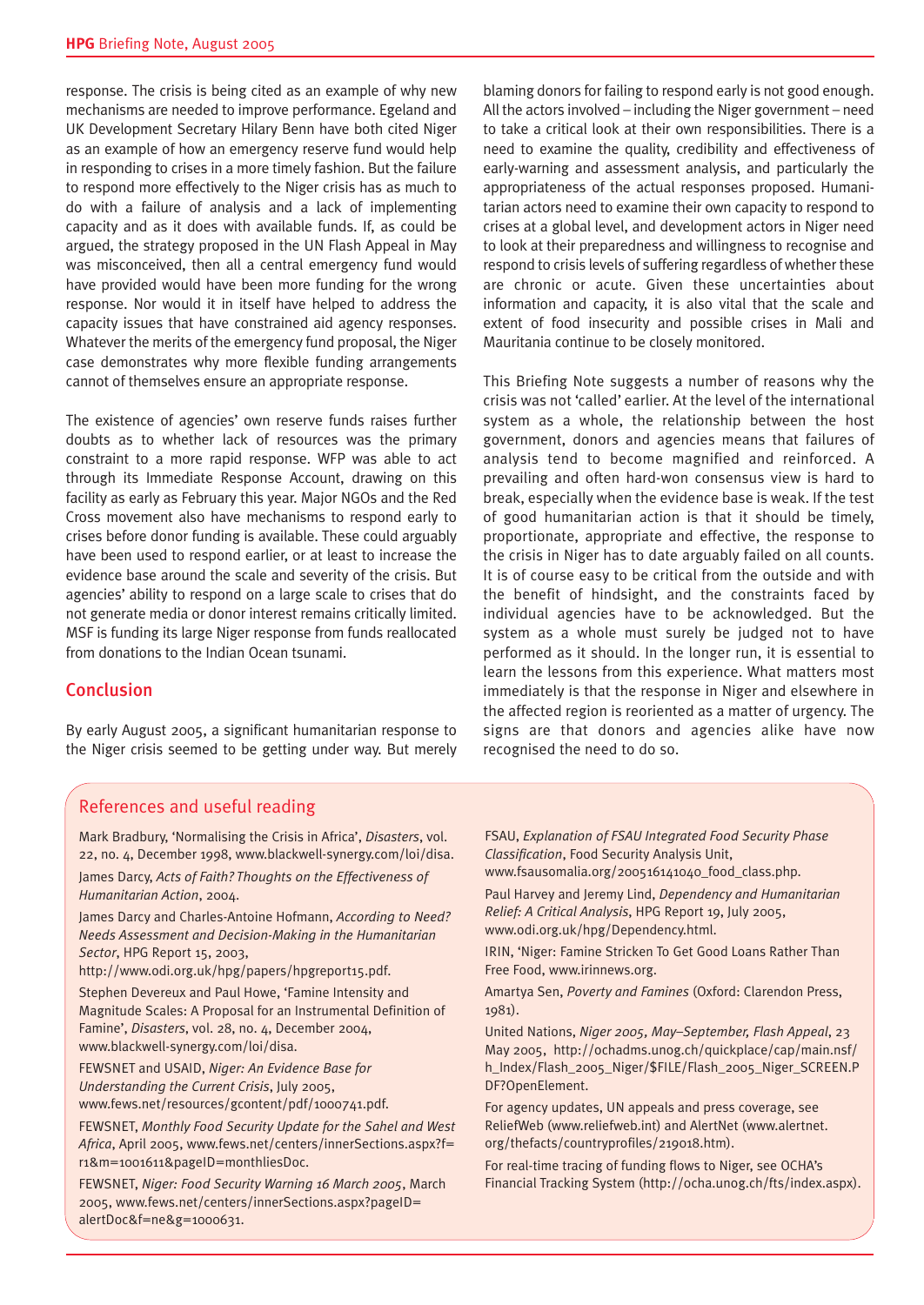response. The crisis is being cited as an example of why new mechanisms are needed to improve performance. Egeland and UK Development Secretary Hilary Benn have both cited Niger as an example of how an emergency reserve fund would help in responding to crises in a more timely fashion. But the failure to respond more effectively to the Niger crisis has as much to do with a failure of analysis and a lack of implementing capacity and as it does with available funds. If, as could be argued, the strategy proposed in the UN Flash Appeal in May was misconceived, then all a central emergency fund would have provided would have been more funding for the wrong response. Nor would it in itself have helped to address the capacity issues that have constrained aid agency responses. Whatever the merits of the emergency fund proposal, the Niger case demonstrates why more flexible funding arrangements cannot of themselves ensure an appropriate response.

The existence of agencies' own reserve funds raises further doubts as to whether lack of resources was the primary constraint to a more rapid response. WFP was able to act through its Immediate Response Account, drawing on this facility as early as February this year. Major NGOs and the Red Cross movement also have mechanisms to respond early to crises before donor funding is available. These could arguably have been used to respond earlier, or at least to increase the evidence base around the scale and severity of the crisis. But agencies' ability to respond on a large scale to crises that do not generate media or donor interest remains critically limited. MSF is funding its large Niger response from funds reallocated from donations to the Indian Ocean tsunami.

## Conclusion

By early August 2005, a significant humanitarian response to the Niger crisis seemed to be getting under way. But merely blaming donors for failing to respond early is not good enough. All the actors involved – including the Niger government – need to take a critical look at their own responsibilities. There is a need to examine the quality, credibility and effectiveness of early-warning and assessment analysis, and particularly the appropriateness of the actual responses proposed. Humanitarian actors need to examine their own capacity to respond to crises at a global level, and development actors in Niger need to look at their preparedness and willingness to recognise and respond to crisis levels of suffering regardless of whether these are chronic or acute. Given these uncertainties about information and capacity, it is also vital that the scale and extent of food insecurity and possible crises in Mali and Mauritania continue to be closely monitored.

This Briefing Note suggests a number of reasons why the crisis was not 'called' earlier. At the level of the international system as a whole, the relationship between the host government, donors and agencies means that failures of analysis tend to become magnified and reinforced. A prevailing and often hard-won consensus view is hard to break, especially when the evidence base is weak. If the test of good humanitarian action is that it should be timely, proportionate, appropriate and effective, the response to the crisis in Niger has to date arguably failed on all counts. It is of course easy to be critical from the outside and with the benefit of hindsight, and the constraints faced by individual agencies have to be acknowledged. But the system as a whole must surely be judged not to have performed as it should. In the longer run, it is essential to learn the lessons from this experience. What matters most immediately is that the response in Niger and elsewhere in the affected region is reoriented as a matter of urgency. The signs are that donors and agencies alike have now recognised the need to do so.

## References and useful reading

Mark Bradbury, 'Normalising the Crisis in Africa', *Disasters*, vol. 22, no. 4, December 1998, www.blackwell-synergy.com/loi/disa.

James Darcy, *Acts of Faith? Thoughts on the Effectiveness of Humanitarian Action*, 2004.

James Darcy and Charles-Antoine Hofmann, *According to Need? Needs Assessment and Decision-Making in the Humanitarian Sector*, HPG Report 15, 2003, http://www.odi.org.uk/hpg/papers/hpgreport15.pdf.

Stephen Devereux and Paul Howe, 'Famine Intensity and Magnitude Scales: A Proposal for an Instrumental Definition of Famine', *Disasters*, vol. 28, no. 4, December 2004, www.blackwell-synergy.com/loi/disa.

FEWSNET and USAID, *Niger: An Evidence Base for Understanding the Current Crisis*, July 2005, www.fews.net/resources/gcontent/pdf/1000741.pdf.

FEWSNET, *Monthly Food Security Update for the Sahel and West Africa*, April 2005, www.fews.net/centers/innerSections.aspx?f=r1&m=1001611&pageID=monthliesDoc.

FEWSNET, *Niger: Food Security Warning 16 March 2005*, March 2005, www.fews.net/centers/innerSections.aspx?pageID=alertDoc&f=ne&g=1000631.

FSAU, *Explanation of FSAU Integrated Food Security Phase Classification*, Food Security Analysis Unit, www.fsausomalia.org/200516141040_food_class.php.

Paul Harvey and Jeremy Lind, *Dependency and Humanitarian Relief: A Critical Analysis*, HPG Report 19, July 2005, www.odi.org.uk/hpg/Dependency.html.

IRIN, 'Niger: Famine Stricken To Get Good Loans Rather Than Free Food, www.irinnews.org.

Amartya Sen, *Poverty and Famines* (Oxford: Clarendon Press, 1981).

United Nations, *Niger 2005, May–September, Flash Appeal*, 23 May 2005, http://ochadms.unog.ch/quickplace/cap/main.nsf/h_Index/Flash_2005_Niger/$FILE/Flash_2005_Niger_SCREEN.PDF?OpenElement.

For agency updates, UN appeals and press coverage, see ReliefWeb (www.reliefweb.int) and AlertNet (www.alertnet.org/thefacts/countryprofiles/219018.htm).

For real-time tracing of funding flows to Niger, see OCHA's Financial Tracking System (http://ocha.unog.ch/fts/index.aspx).